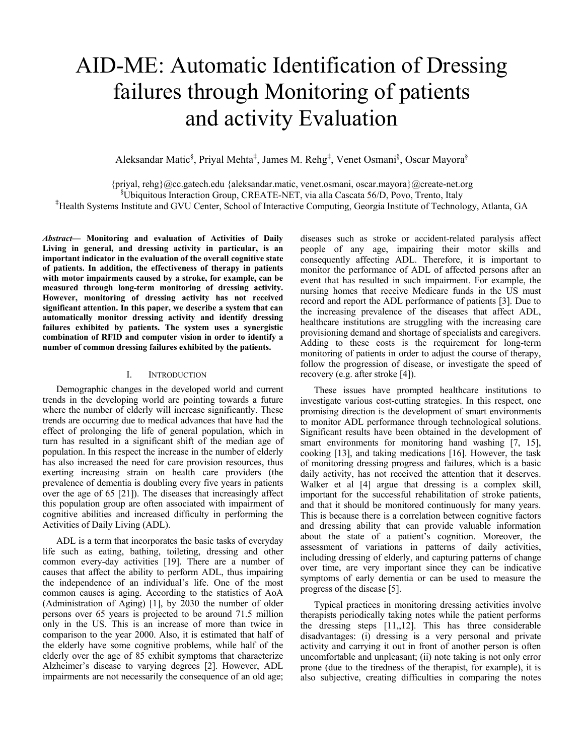# AID-ME: Automatic Identification of Dressing failures through Monitoring of patients and activity Evaluation

Aleksandar Matic[§], Priyal Mehta[‡], James M. Rehg[‡], Venet Osmani[§], Oscar Mayora[§]

{priyal, rehg}@cc.gatech.edu {aleksandar.matic, venet.osmani, oscar.mayora}@create-net.org

[§]Ubiquitous Interaction Group, CREATE-NET, via alla Cascata 56/D, Povo, Trento, Italy

[‡]Health Systems Institute and GVU Center, School of Interactive Computing, Georgia Institute of Technology, Atlanta, GA

***Abstract*— Monitoring and evaluation of Activities of Daily Living in general, and dressing activity in particular, is an important indicator in the evaluation of the overall cognitive state of patients. In addition, the effectiveness of therapy in patients with motor impairments caused by a stroke, for example, can be measured through long-term monitoring of dressing activity. However, monitoring of dressing activity has not received significant attention. In this paper, we describe a system that can automatically monitor dressing activity and identify dressing failures exhibited by patients. The system uses a synergistic combination of RFID and computer vision in order to identify a number of common dressing failures exhibited by the patients.**

## I. Introduction

Demographic changes in the developed world and current trends in the developing world are pointing towards a future where the number of elderly will increase significantly. These trends are occurring due to medical advances that have had the effect of prolonging the life of general population, which in turn has resulted in a significant shift of the median age of population. In this respect the increase in the number of elderly has also increased the need for care provision resources, thus exerting increasing strain on health care providers (the prevalence of dementia is doubling every five years in patients over the age of 65 [21]). The diseases that increasingly affect this population group are often associated with impairment of cognitive abilities and increased difficulty in performing the Activities of Daily Living (ADL).

ADL is a term that incorporates the basic tasks of everyday life such as eating, bathing, toileting, dressing and other common every-day activities [19]. There are a number of causes that affect the ability to perform ADL, thus impairing the independence of an individual's life. One of the most common causes is aging. According to the statistics of AoA (Administration of Aging) [1], by 2030 the number of older persons over 65 years is projected to be around 71.5 million only in the US. This is an increase of more than twice in comparison to the year 2000. Also, it is estimated that half of the elderly have some cognitive problems, while half of the elderly over the age of 85 exhibit symptoms that characterize Alzheimer's disease to varying degrees [2]. However, ADL impairments are not necessarily the consequence of an old age; diseases such as stroke or accident-related paralysis affect people of any age, impairing their motor skills and consequently affecting ADL. Therefore, it is important to monitor the performance of ADL of affected persons after an event that has resulted in such impairment. For example, the nursing homes that receive Medicare funds in the US must record and report the ADL performance of patients [3]. Due to the increasing prevalence of the diseases that affect ADL, healthcare institutions are struggling with the increasing care provisioning demand and shortage of specialists and caregivers. Adding to these costs is the requirement for long-term monitoring of patients in order to adjust the course of therapy, follow the progression of disease, or investigate the speed of recovery (e.g. after stroke [4]).

These issues have prompted healthcare institutions to investigate various cost-cutting strategies. In this respect, one promising direction is the development of smart environments to monitor ADL performance through technological solutions. Significant results have been obtained in the development of smart environments for monitoring hand washing [7, 15], cooking [13], and taking medications [16]. However, the task of monitoring dressing progress and failures, which is a basic daily activity, has not received the attention that it deserves. Walker et al [4] argue that dressing is a complex skill, important for the successful rehabilitation of stroke patients, and that it should be monitored continuously for many years. This is because there is a correlation between cognitive factors and dressing ability that can provide valuable information about the state of a patient's cognition. Moreover, the assessment of variations in patterns of daily activities, including dressing of elderly, and capturing patterns of change over time, are very important since they can be indicative symptoms of early dementia or can be used to measure the progress of the disease [5].

Typical practices in monitoring dressing activities involve therapists periodically taking notes while the patient performs the dressing steps [11,,12]. This has three considerable disadvantages: (i) dressing is a very personal and private activity and carrying it out in front of another person is often uncomfortable and unpleasant; (ii) note taking is not only error prone (due to the tiredness of the therapist, for example), it is also subjective, creating difficulties in comparing the notes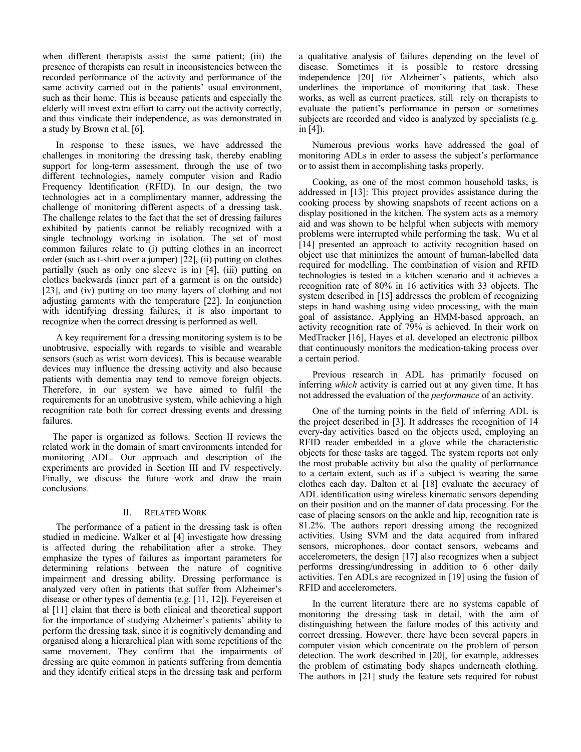when different therapists assist the same patient; (iii) the presence of therapists can result in inconsistencies between the recorded performance of the activity and performance of the same activity carried out in the patients' usual environment, such as their home. This is because patients and especially the elderly will invest extra effort to carry out the activity correctly, and thus vindicate their independence, as was demonstrated in a study by Brown et al. [6].

In response to these issues, we have addressed the challenges in monitoring the dressing task, thereby enabling support for long-term assessment, through the use of two different technologies, namely computer vision and Radio Frequency Identification (RFID). In our design, the two technologies act in a complimentary manner, addressing the challenge of monitoring different aspects of a dressing task. The challenge relates to the fact that the set of dressing failures exhibited by patients cannot be reliably recognized with a single technology working in isolation. The set of most common failures relate to (i) putting clothes in an incorrect order (such as t-shirt over a jumper) [22], (ii) putting on clothes partially (such as only one sleeve is in) [4], (iii) putting on clothes backwards (inner part of a garment is on the outside) [23], and (iv) putting on too many layers of clothing and not adjusting garments with the temperature [22]. In conjunction with identifying dressing failures, it is also important to recognize when the correct dressing is performed as well.

A key requirement for a dressing monitoring system is to be unobtrusive, especially with regards to visible and wearable sensors (such as wrist worn devices). This is because wearable devices may influence the dressing activity and also because patients with dementia may tend to remove foreign objects. Therefore, in our system we have aimed to fulfil the requirements for an unobtrusive system, while achieving a high recognition rate both for correct dressing events and dressing failures.

The paper is organized as follows. Section II reviews the related work in the domain of smart environments intended for monitoring ADL. Our approach and description of the experiments are provided in Section III and IV respectively. Finally, we discuss the future work and draw the main conclusions.

## II. Related Work

The performance of a patient in the dressing task is often studied in medicine. Walker et al [4] investigate how dressing is affected during the rehabilitation after a stroke. They emphasize the types of failures as important parameters for determining relations between the nature of cognitive impairment and dressing ability. Dressing performance is analyzed very often in patients that suffer from Alzheimer's disease or other types of dementia (e.g. [11, 12]). Feyereisen et al [11] claim that there is both clinical and theoretical support for the importance of studying Alzheimer's patients' ability to perform the dressing task, since it is cognitively demanding and organised along a hierarchical plan with some repetitions of the same movement. They confirm that the impairments of dressing are quite common in patients suffering from dementia and they identify critical steps in the dressing task and perform a qualitative analysis of failures depending on the level of disease. Sometimes it is possible to restore dressing independence [20] for Alzheimer's patients, which also underlines the importance of monitoring that task. These works, as well as current practices, still rely on therapists to evaluate the patient's performance in person or sometimes subjects are recorded and video is analyzed by specialists (e.g. in [4]).

Numerous previous works have addressed the goal of monitoring ADLs in order to assess the subject's performance or to assist them in accomplishing tasks properly.

Cooking, as one of the most common household tasks, is addressed in [13]: This project provides assistance during the cooking process by showing snapshots of recent actions on a display positioned in the kitchen. The system acts as a memory aid and was shown to be helpful when subjects with memory problems were interrupted while performing the task. Wu et al [14] presented an approach to activity recognition based on object use that minimizes the amount of human-labelled data required for modelling. The combination of vision and RFID technologies is tested in a kitchen scenario and it achieves a recognition rate of 80% in 16 activities with 33 objects. The system described in [15] addresses the problem of recognizing steps in hand washing using video processing, with the main goal of assistance. Applying an HMM-based approach, an activity recognition rate of 79% is achieved. In their work on MedTracker [16], Hayes et al. developed an electronic pillbox that continuously monitors the medication-taking process over a certain period.

Previous research in ADL has primarily focused on inferring *which* activity is carried out at any given time. It has not addressed the evaluation of the *performance* of an activity.

One of the turning points in the field of inferring ADL is the project described in [3]. It addresses the recognition of 14 every-day activities based on the objects used, employing an RFID reader embedded in a glove while the characteristic objects for these tasks are tagged. The system reports not only the most probable activity but also the quality of performance to a certain extent, such as if a subject is wearing the same clothes each day. Dalton et al [18] evaluate the accuracy of ADL identification using wireless kinematic sensors depending on their position and on the manner of data processing. For the case of placing sensors on the ankle and hip, recognition rate is 81.2%. The authors report dressing among the recognized activities. Using SVM and the data acquired from infrared sensors, microphones, door contact sensors, webcams and accelerometers, the design [17] also recognizes when a subject performs dressing/undressing in addition to 6 other daily activities. Ten ADLs are recognized in [19] using the fusion of RFID and accelerometers.

In the current literature there are no systems capable of monitoring the dressing task in detail, with the aim of distinguishing between the failure modes of this activity and correct dressing. However, there have been several papers in computer vision which concentrate on the problem of person detection. The work described in [20], for example, addresses the problem of estimating body shapes underneath clothing. The authors in [21] study the feature sets required for robust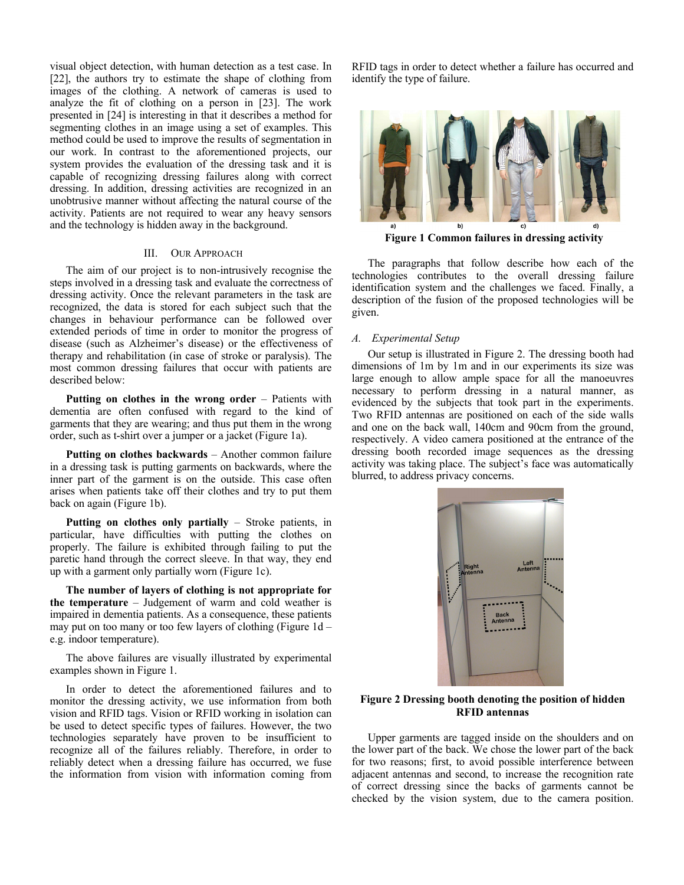visual object detection, with human detection as a test case. In [22], the authors try to estimate the shape of clothing from images of the clothing. A network of cameras is used to analyze the fit of clothing on a person in [23]. The work presented in [24] is interesting in that it describes a method for segmenting clothes in an image using a set of examples. This method could be used to improve the results of segmentation in our work. In contrast to the aforementioned projects, our system provides the evaluation of the dressing task and it is capable of recognizing dressing failures along with correct dressing. In addition, dressing activities are recognized in an unobtrusive manner without affecting the natural course of the activity. Patients are not required to wear any heavy sensors and the technology is hidden away in the background.

## III. Our Approach

The aim of our project is to non-intrusively recognise the steps involved in a dressing task and evaluate the correctness of dressing activity. Once the relevant parameters in the task are recognized, the data is stored for each subject such that the changes in behaviour performance can be followed over extended periods of time in order to monitor the progress of disease (such as Alzheimer's disease) or the effectiveness of therapy and rehabilitation (in case of stroke or paralysis). The most common dressing failures that occur with patients are described below:

**Putting on clothes in the wrong order** – Patients with dementia are often confused with regard to the kind of garments that they are wearing; and thus put them in the wrong order, such as t-shirt over a jumper or a jacket (Figure 1a).

**Putting on clothes backwards** – Another common failure in a dressing task is putting garments on backwards, where the inner part of the garment is on the outside. This case often arises when patients take off their clothes and try to put them back on again (Figure 1b).

**Putting on clothes only partially** – Stroke patients, in particular, have difficulties with putting the clothes on properly. The failure is exhibited through failing to put the paretic hand through the correct sleeve. In that way, they end up with a garment only partially worn (Figure 1c).

**The number of layers of clothing is not appropriate for the temperature** – Judgement of warm and cold weather is impaired in dementia patients. As a consequence, these patients may put on too many or too few layers of clothing (Figure 1d – e.g. indoor temperature).

The above failures are visually illustrated by experimental examples shown in Figure 1.

In order to detect the aforementioned failures and to monitor the dressing activity, we use information from both vision and RFID tags. Vision or RFID working in isolation can be used to detect specific types of failures. However, the two technologies separately have proven to be insufficient to recognize all of the failures reliably. Therefore, in order to reliably detect when a dressing failure has occurred, we fuse the information from vision with information coming from RFID tags in order to detect whether a failure has occurred and identify the type of failure.

**Figure 1 Common failures in dressing activity**

The paragraphs that follow describe how each of the technologies contributes to the overall dressing failure identification system and the challenges we faced. Finally, a description of the fusion of the proposed technologies will be given.

### *A. Experimental Setup*

Our setup is illustrated in Figure 2. The dressing booth had dimensions of 1m by 1m and in our experiments its size was large enough to allow ample space for all the manoeuvres necessary to perform dressing in a natural manner, as evidenced by the subjects that took part in the experiments. Two RFID antennas are positioned on each of the side walls and one on the back wall, 140cm and 90cm from the ground, respectively. A video camera positioned at the entrance of the dressing booth recorded image sequences as the dressing activity was taking place. The subject's face was automatically blurred, to address privacy concerns.

**Figure 2 Dressing booth denoting the position of hidden RFID antennas**

Upper garments are tagged inside on the shoulders and on the lower part of the back. We chose the lower part of the back for two reasons; first, to avoid possible interference between adjacent antennas and second, to increase the recognition rate of correct dressing since the backs of garments cannot be checked by the vision system, due to the camera position.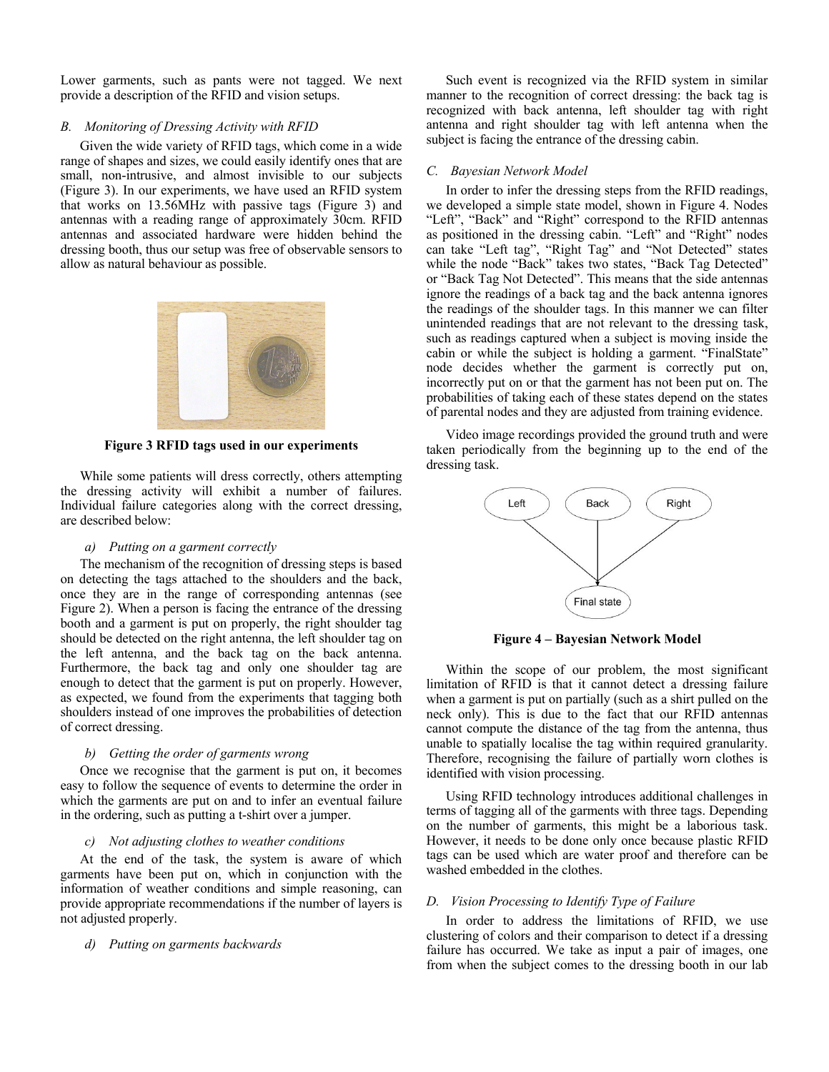Lower garments, such as pants were not tagged. We next provide a description of the RFID and vision setups.

### *B. Monitoring of Dressing Activity with RFID*

Given the wide variety of RFID tags, which come in a wide range of shapes and sizes, we could easily identify ones that are small, non-intrusive, and almost invisible to our subjects (Figure 3). In our experiments, we have used an RFID system that works on 13.56MHz with passive tags (Figure 3) and antennas with a reading range of approximately 30cm. RFID antennas and associated hardware were hidden behind the dressing booth, thus our setup was free of observable sensors to allow as natural behaviour as possible.

**Figure 3 RFID tags used in our experiments**

While some patients will dress correctly, others attempting the dressing activity will exhibit a number of failures. Individual failure categories along with the correct dressing, are described below:

*a) Putting on a garment correctly*

The mechanism of the recognition of dressing steps is based on detecting the tags attached to the shoulders and the back, once they are in the range of corresponding antennas (see Figure 2). When a person is facing the entrance of the dressing booth and a garment is put on properly, the right shoulder tag should be detected on the right antenna, the left shoulder tag on the left antenna, and the back tag on the back antenna. Furthermore, the back tag and only one shoulder tag are enough to detect that the garment is put on properly. However, as expected, we found from the experiments that tagging both shoulders instead of one improves the probabilities of detection of correct dressing.

*b) Getting the order of garments wrong*

Once we recognise that the garment is put on, it becomes easy to follow the sequence of events to determine the order in which the garments are put on and to infer an eventual failure in the ordering, such as putting a t-shirt over a jumper.

*c) Not adjusting clothes to weather conditions*

At the end of the task, the system is aware of which garments have been put on, which in conjunction with the information of weather conditions and simple reasoning, can provide appropriate recommendations if the number of layers is not adjusted properly.

*d) Putting on garments backwards*

Such event is recognized via the RFID system in similar manner to the recognition of correct dressing: the back tag is recognized with back antenna, left shoulder tag with right antenna and right shoulder tag with left antenna when the subject is facing the entrance of the dressing cabin.

### *C. Bayesian Network Model*

In order to infer the dressing steps from the RFID readings, we developed a simple state model, shown in Figure 4. Nodes "Left", "Back" and "Right" correspond to the RFID antennas as positioned in the dressing cabin. "Left" and "Right" nodes can take "Left tag", "Right Tag" and "Not Detected" states while the node "Back" takes two states, "Back Tag Detected" or "Back Tag Not Detected". This means that the side antennas ignore the readings of a back tag and the back antenna ignores the readings of the shoulder tags. In this manner we can filter unintended readings that are not relevant to the dressing task, such as readings captured when a subject is moving inside the cabin or while the subject is holding a garment. "FinalState" node decides whether the garment is correctly put on, incorrectly put on or that the garment has not been put on. The probabilities of taking each of these states depend on the states of parental nodes and they are adjusted from training evidence.

Video image recordings provided the ground truth and were taken periodically from the beginning up to the end of the dressing task.

**Figure 4 – Bayesian Network Model**

Within the scope of our problem, the most significant limitation of RFID is that it cannot detect a dressing failure when a garment is put on partially (such as a shirt pulled on the neck only). This is due to the fact that our RFID antennas cannot compute the distance of the tag from the antenna, thus unable to spatially localise the tag within required granularity. Therefore, recognising the failure of partially worn clothes is identified with vision processing.

Using RFID technology introduces additional challenges in terms of tagging all of the garments with three tags. Depending on the number of garments, this might be a laborious task. However, it needs to be done only once because plastic RFID tags can be used which are water proof and therefore can be washed embedded in the clothes.

### *D. Vision Processing to Identify Type of Failure*

In order to address the limitations of RFID, we use clustering of colors and their comparison to detect if a dressing failure has occurred. We take as input a pair of images, one from when the subject comes to the dressing booth in our lab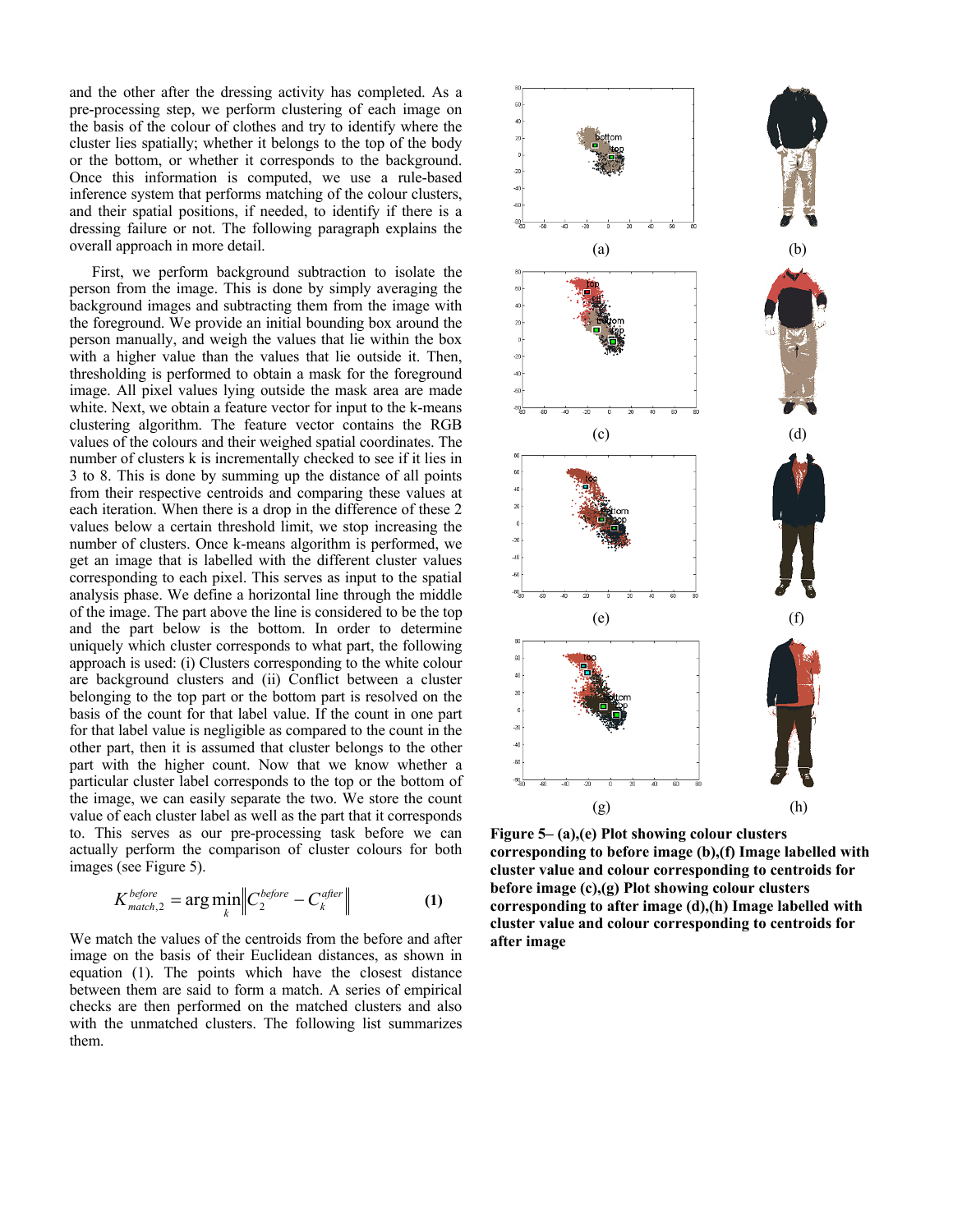and the other after the dressing activity has completed. As a pre-processing step, we perform clustering of each image on the basis of the colour of clothes and try to identify where the cluster lies spatially; whether it belongs to the top of the body or the bottom, or whether it corresponds to the background. Once this information is computed, we use a rule-based inference system that performs matching of the colour clusters, and their spatial positions, if needed, to identify if there is a dressing failure or not. The following paragraph explains the overall approach in more detail.

First, we perform background subtraction to isolate the person from the image. This is done by simply averaging the background images and subtracting them from the image with the foreground. We provide an initial bounding box around the person manually, and weigh the values that lie within the box with a higher value than the values that lie outside it. Then, thresholding is performed to obtain a mask for the foreground image. All pixel values lying outside the mask area are made white. Next, we obtain a feature vector for input to the k-means clustering algorithm. The feature vector contains the RGB values of the colours and their weighed spatial coordinates. The number of clusters k is incrementally checked to see if it lies in 3 to 8. This is done by summing up the distance of all points from their respective centroids and comparing these values at each iteration. When there is a drop in the difference of these 2 values below a certain threshold limit, we stop increasing the number of clusters. Once k-means algorithm is performed, we get an image that is labelled with the different cluster values corresponding to each pixel. This serves as input to the spatial analysis phase. We define a horizontal line through the middle of the image. The part above the line is considered to be the top and the part below is the bottom. In order to determine uniquely which cluster corresponds to what part, the following approach is used: (i) Clusters corresponding to the white colour are background clusters and (ii) Conflict between a cluster belonging to the top part or the bottom part is resolved on the basis of the count for that label value. If the count in one part for that label value is negligible as compared to the count in the other part, then it is assumed that cluster belongs to the other part with the higher count. Now that we know whether a particular cluster label corresponds to the top or the bottom of the image, we can easily separate the two. We store the count value of each cluster label as well as the part that it corresponds to. This serves as our pre-processing task before we can actually perform the comparison of cluster colours for both images (see Figure 5).

$$K^{before}_{match,2} = \arg\min_{k} \left\| C^{before}_{2} - C^{after}_{k} \right\| \qquad \textbf{(1)}$$

We match the values of the centroids from the before and after image on the basis of their Euclidean distances, as shown in equation (1). The points which have the closest distance between them are said to form a match. A series of empirical checks are then performed on the matched clusters and also with the unmatched clusters. The following list summarizes them.

**Figure 5– (a),(e) Plot showing colour clusters corresponding to before image (b),(f) Image labelled with cluster value and colour corresponding to centroids for before image (c),(g) Plot showing colour clusters corresponding to after image (d),(h) Image labelled with cluster value and colour corresponding to centroids for after image**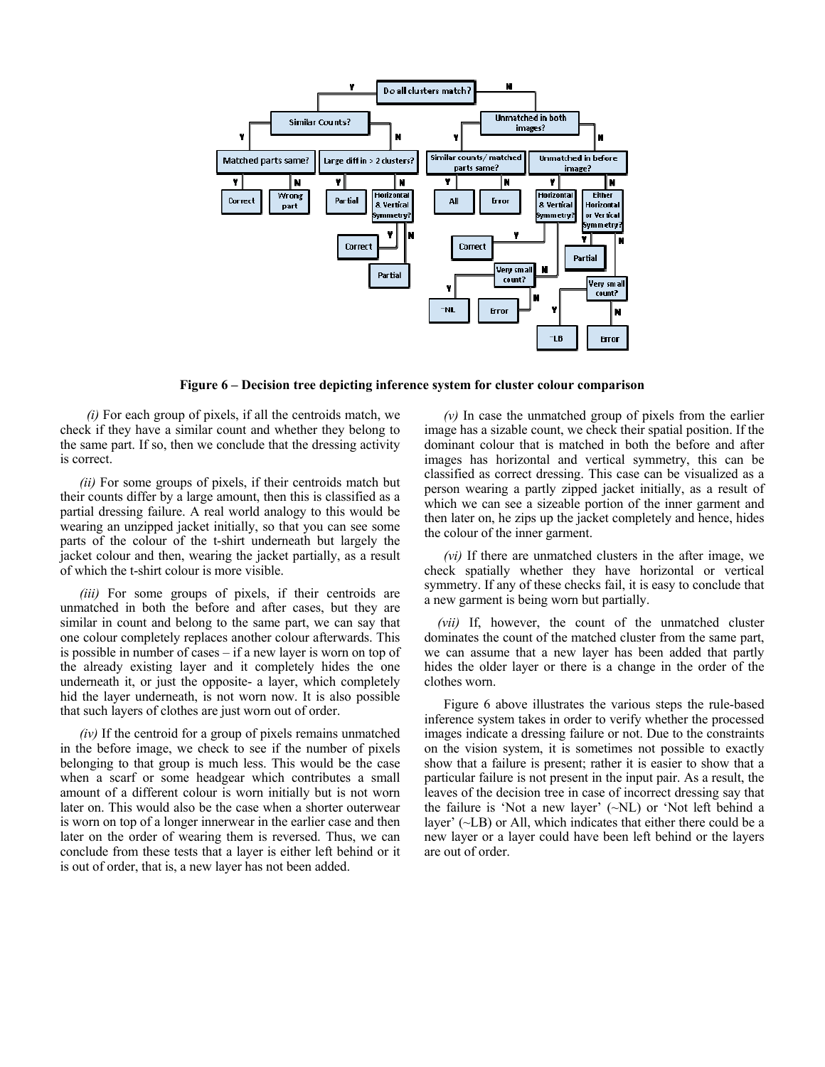Do all clusters match?

Similar Counts?

Unmatched in both images?

Matched parts same?

Large diff in > 2 clusters?

Similar counts/ matched parts same?

Unmatched in before image?

Correct

Wrong part

Partial

Horizontal & Vertical Symmetry?

All

Error

Horizontal & Vertical Symmetry?

Either Horizontal or Vertical Symmetry?

Correct

Correct

Partial

Partial

Very small count?

~NL

Error

Very small count?

~LB

Error

**Figure 6 – Decision tree depicting inference system for cluster colour comparison**

*(i)* For each group of pixels, if all the centroids match, we check if they have a similar count and whether they belong to the same part. If so, then we conclude that the dressing activity is correct.

*(ii)* For some groups of pixels, if their centroids match but their counts differ by a large amount, then this is classified as a partial dressing failure. A real world analogy to this would be wearing an unzipped jacket initially, so that you can see some parts of the colour of the t-shirt underneath but largely the jacket colour and then, wearing the jacket partially, as a result of which the t-shirt colour is more visible.

*(iii)* For some groups of pixels, if their centroids are unmatched in both the before and after cases, but they are similar in count and belong to the same part, we can say that one colour completely replaces another colour afterwards. This is possible in number of cases – if a new layer is worn on top of the already existing layer and it completely hides the one underneath it, or just the opposite- a layer, which completely hid the layer underneath, is not worn now. It is also possible that such layers of clothes are just worn out of order.

*(iv)* If the centroid for a group of pixels remains unmatched in the before image, we check to see if the number of pixels belonging to that group is much less. This would be the case when a scarf or some headgear which contributes a small amount of a different colour is worn initially but is not worn later on. This would also be the case when a shorter outerwear is worn on top of a longer innerwear in the earlier case and then later on the order of wearing them is reversed. Thus, we can conclude from these tests that a layer is either left behind or it is out of order, that is, a new layer has not been added.

*(v)* In case the unmatched group of pixels from the earlier image has a sizable count, we check their spatial position. If the dominant colour that is matched in both the before and after images has horizontal and vertical symmetry, this can be classified as correct dressing. This case can be visualized as a person wearing a partly zipped jacket initially, as a result of which we can see a sizeable portion of the inner garment and then later on, he zips up the jacket completely and hence, hides the colour of the inner garment.

*(vi)* If there are unmatched clusters in the after image, we check spatially whether they have horizontal or vertical symmetry. If any of these checks fail, it is easy to conclude that a new garment is being worn but partially.

*(vii)* If, however, the count of the unmatched cluster dominates the count of the matched cluster from the same part, we can assume that a new layer has been added that partly hides the older layer or there is a change in the order of the clothes worn.

Figure 6 above illustrates the various steps the rule-based inference system takes in order to verify whether the processed images indicate a dressing failure or not. Due to the constraints on the vision system, it is sometimes not possible to exactly show that a failure is present; rather it is easier to show that a particular failure is not present in the input pair. As a result, the leaves of the decision tree in case of incorrect dressing say that the failure is 'Not a new layer' (~NL) or 'Not left behind a layer' (~LB) or All, which indicates that either there could be a new layer or a layer could have been left behind or the layers are out of order.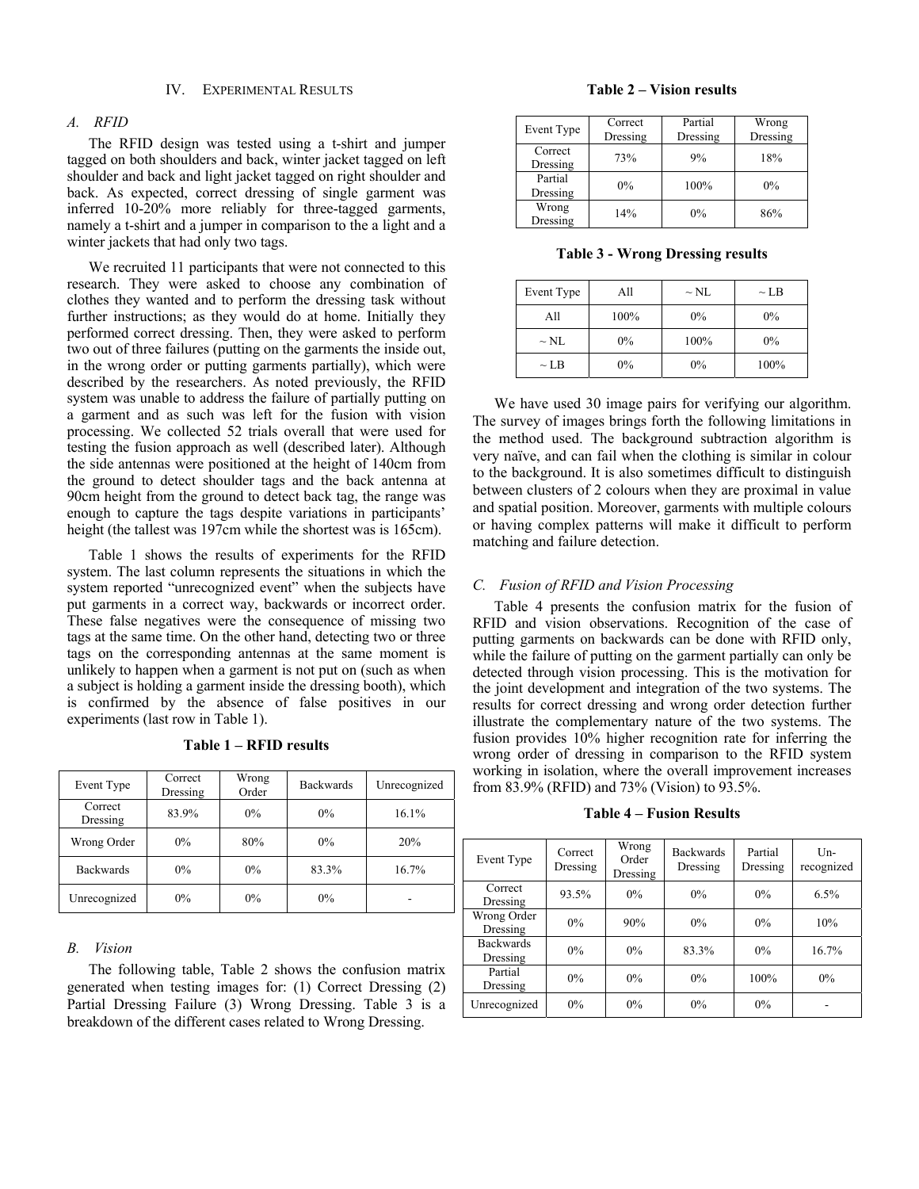## IV. Experimental Results

### A. RFID

The RFID design was tested using a t-shirt and jumper tagged on both shoulders and back, winter jacket tagged on left shoulder and back and light jacket tagged on right shoulder and back. As expected, correct dressing of single garment was inferred 10-20% more reliably for three-tagged garments, namely a t-shirt and a jumper in comparison to the a light and a winter jackets that had only two tags.

We recruited 11 participants that were not connected to this research. They were asked to choose any combination of clothes they wanted and to perform the dressing task without further instructions; as they would do at home. Initially they performed correct dressing. Then, they were asked to perform two out of three failures (putting on the garments the inside out, in the wrong order or putting garments partially), which were described by the researchers. As noted previously, the RFID system was unable to address the failure of partially putting on a garment and as such was left for the fusion with vision processing. We collected 52 trials overall that were used for testing the fusion approach as well (described later). Although the side antennas were positioned at the height of 140cm from the ground to detect shoulder tags and the back antenna at 90cm height from the ground to detect back tag, the range was enough to capture the tags despite variations in participants' height (the tallest was 197cm while the shortest was is 165cm).

Table 1 shows the results of experiments for the RFID system. The last column represents the situations in which the system reported "unrecognized event" when the subjects have put garments in a correct way, backwards or incorrect order. These false negatives were the consequence of missing two tags at the same time. On the other hand, detecting two or three tags on the corresponding antennas at the same moment is unlikely to happen when a garment is not put on (such as when a subject is holding a garment inside the dressing booth), which is confirmed by the absence of false positives in our experiments (last row in Table 1).

**Table 1 – RFID results**

| Event Type | Correct Dressing | Wrong Order | Backwards | Unrecognized |
|---|---|---|---|---|
| Correct Dressing | 83.9% | 0% | 0% | 16.1% |
| Wrong Order | 0% | 80% | 0% | 20% |
| Backwards | 0% | 0% | 83.3% | 16.7% |
| Unrecognized | 0% | 0% | 0% | - |

### B. Vision

The following table, Table 2 shows the confusion matrix generated when testing images for: (1) Correct Dressing (2) Partial Dressing Failure (3) Wrong Dressing. Table 3 is a breakdown of the different cases related to Wrong Dressing.

**Table 2 – Vision results**

| Event Type | Correct Dressing | Partial Dressing | Wrong Dressing |
|---|---|---|---|
| Correct Dressing | 73% | 9% | 18% |
| Partial Dressing | 0% | 100% | 0% |
| Wrong Dressing | 14% | 0% | 86% |

**Table 3 - Wrong Dressing results**

| Event Type | All | ~ NL | ~ LB |
|---|---|---|---|
| All | 100% | 0% | 0% |
| ~ NL | 0% | 100% | 0% |
| ~ LB | 0% | 0% | 100% |

We have used 30 image pairs for verifying our algorithm. The survey of images brings forth the following limitations in the method used. The background subtraction algorithm is very naïve, and can fail when the clothing is similar in colour to the background. It is also sometimes difficult to distinguish between clusters of 2 colours when they are proximal in value and spatial position. Moreover, garments with multiple colours or having complex patterns will make it difficult to perform matching and failure detection.

### C. Fusion of RFID and Vision Processing

Table 4 presents the confusion matrix for the fusion of RFID and vision observations. Recognition of the case of putting garments on backwards can be done with RFID only, while the failure of putting on the garment partially can only be detected through vision processing. This is the motivation for the joint development and integration of the two systems. The results for correct dressing and wrong order detection further illustrate the complementary nature of the two systems. The fusion provides 10% higher recognition rate for inferring the wrong order of dressing in comparison to the RFID system working in isolation, where the overall improvement increases from 83.9% (RFID) and 73% (Vision) to 93.5%.

**Table 4 – Fusion Results**

| Event Type | Correct Dressing | Wrong Order Dressing | Backwards Dressing | Partial Dressing | Un-recognized |
|---|---|---|---|---|---|
| Correct Dressing | 93.5% | 0% | 0% | 0% | 6.5% |
| Wrong Order Dressing | 0% | 90% | 0% | 0% | 10% |
| Backwards Dressing | 0% | 0% | 83.3% | 0% | 16.7% |
| Partial Dressing | 0% | 0% | 0% | 100% | 0% |
| Unrecognized | 0% | 0% | 0% | 0% | - |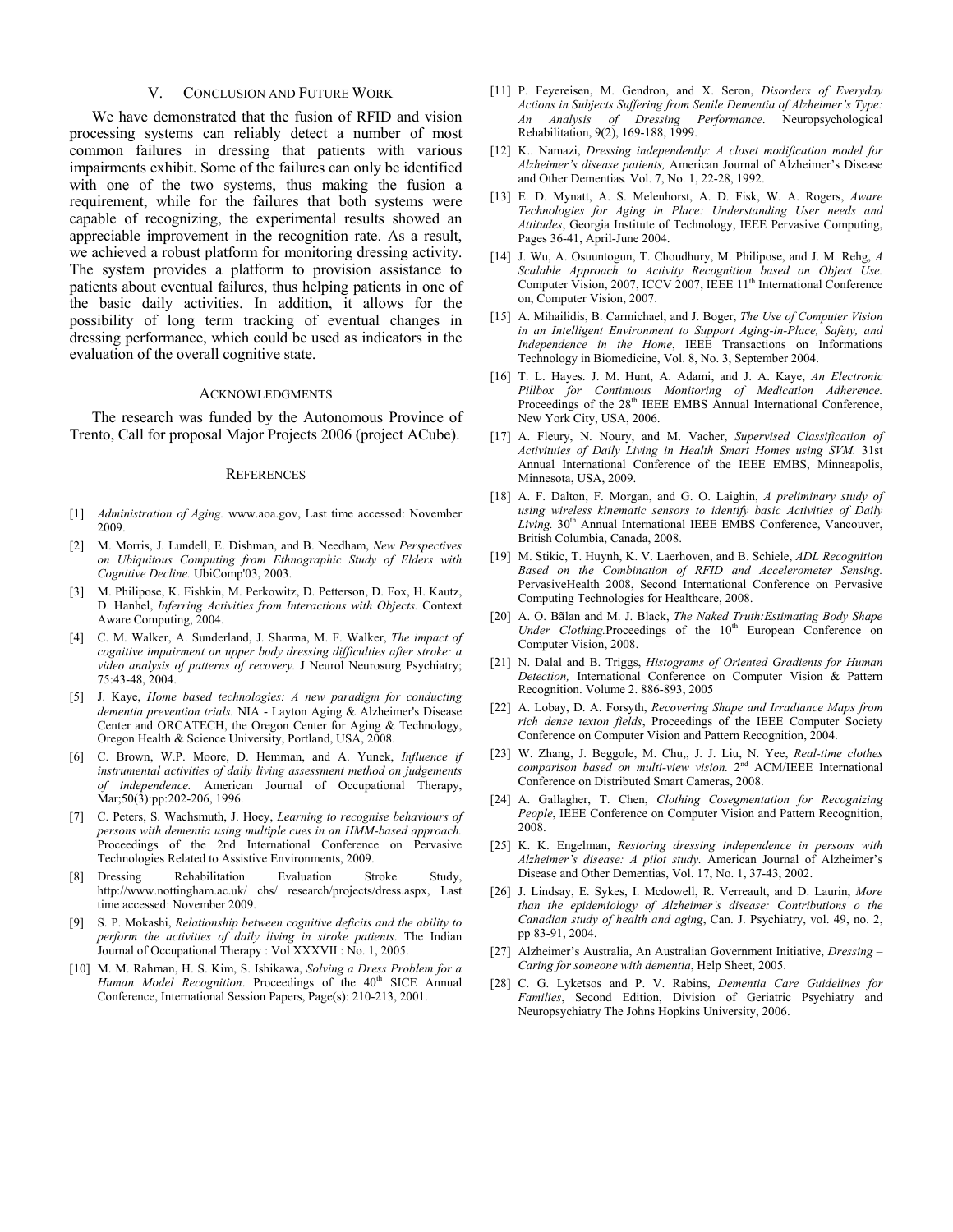## V. Conclusion and Future Work

We have demonstrated that the fusion of RFID and vision processing systems can reliably detect a number of most common failures in dressing that patients with various impairments exhibit. Some of the failures can only be identified with one of the two systems, thus making the fusion a requirement, while for the failures that both systems were capable of recognizing, the experimental results showed an appreciable improvement in the recognition rate. As a result, we achieved a robust platform for monitoring dressing activity. The system provides a platform to provision assistance to patients about eventual failures, thus helping patients in one of the basic daily activities. In addition, it allows for the possibility of long term tracking of eventual changes in dressing performance, which could be used as indicators in the evaluation of the overall cognitive state.

## Acknowledgments

The research was funded by the Autonomous Province of Trento, Call for proposal Major Projects 2006 (project ACube).

## References

[1] *Administration of Aging.* www.aoa.gov, Last time accessed: November 2009.

[2] M. Morris, J. Lundell, E. Dishman, and B. Needham, *New Perspectives on Ubiquitous Computing from Ethnographic Study of Elders with Cognitive Decline.* UbiComp'03, 2003.

[3] M. Philipose, K. Fishkin, M. Perkowitz, D. Petterson, D. Fox, H. Kautz, D. Hanhel, *Inferring Activities from Interactions with Objects.* Context Aware Computing, 2004.

[4] C. M. Walker, A. Sunderland, J. Sharma, M. F. Walker, *The impact of cognitive impairment on upper body dressing difficulties after stroke: a video analysis of patterns of recovery.* J Neurol Neurosurg Psychiatry; 75:43-48, 2004.

[5] J. Kaye, *Home based technologies: A new paradigm for conducting dementia prevention trials.* NIA - Layton Aging & Alzheimer's Disease Center and ORCATECH, the Oregon Center for Aging & Technology, Oregon Health & Science University, Portland, USA, 2008.

[6] C. Brown, W.P. Moore, D. Hemman, and A. Yunek, *Influence if instrumental activities of daily living assessment method on judgements of independence.* American Journal of Occupational Therapy, Mar;50(3):pp:202-206, 1996.

[7] C. Peters, S. Wachsmuth, J. Hoey, *Learning to recognise behaviours of persons with dementia using multiple cues in an HMM-based approach.* Proceedings of the 2nd International Conference on Pervasive Technologies Related to Assistive Environments, 2009.

[8] Dressing Rehabilitation Evaluation Stroke Study, http://www.nottingham.ac.uk/ chs/ research/projects/dress.aspx, Last time accessed: November 2009.

[9] S. P. Mokashi, *Relationship between cognitive deficits and the ability to perform the activities of daily living in stroke patients*. The Indian Journal of Occupational Therapy : Vol XXXVII : No. 1, 2005.

[10] M. M. Rahman, H. S. Kim, S. Ishikawa, *Solving a Dress Problem for a Human Model Recognition*. Proceedings of the 40th SICE Annual Conference, International Session Papers, Page(s): 210-213, 2001.

[11] P. Feyereisen, M. Gendron, and X. Seron, *Disorders of Everyday Actions in Subjects Suffering from Senile Dementia of Alzheimer's Type: An Analysis of Dressing Performance*. Neuropsychological Rehabilitation, 9(2), 169-188, 1999.

[12] K.. Namazi, *Dressing independently: A closet modification model for Alzheimer's disease patients,* American Journal of Alzheimer's Disease and Other Dementias. Vol. 7, No. 1, 22-28, 1992.

[13] E. D. Mynatt, A. S. Melenhorst, A. D. Fisk, W. A. Rogers, *Aware Technologies for Aging in Place: Understanding User needs and Attitudes*, Georgia Institute of Technology, IEEE Pervasive Computing, Pages 36-41, April-June 2004.

[14] J. Wu, A. Osuuntogun, T. Choudhury, M. Philipose, and J. M. Rehg, *A Scalable Approach to Activity Recognition based on Object Use.* Computer Vision, 2007, ICCV 2007, IEEE 11th International Conference on, Computer Vision, 2007.

[15] A. Mihailidis, B. Carmichael, and J. Boger, *The Use of Computer Vision in an Intelligent Environment to Support Aging-in-Place, Safety, and Independence in the Home*, IEEE Transactions on Informations Technology in Biomedicine, Vol. 8, No. 3, September 2004.

[16] T. L. Hayes. J. M. Hunt, A. Adami, and J. A. Kaye, *An Electronic Pillbox for Continuous Monitoring of Medication Adherence.* Proceedings of the 28th IEEE EMBS Annual International Conference, New York City, USA, 2006.

[17] A. Fleury, N. Noury, and M. Vacher, *Supervised Classification of Activituies of Daily Living in Health Smart Homes using SVM.* 31st Annual International Conference of the IEEE EMBS, Minneapolis, Minnesota, USA, 2009.

[18] A. F. Dalton, F. Morgan, and G. O. Laighin, *A preliminary study of using wireless kinematic sensors to identify basic Activities of Daily Living.* 30th Annual International IEEE EMBS Conference, Vancouver, British Columbia, Canada, 2008.

[19] M. Stikic, T. Huynh, K. V. Laerhoven, and B. Schiele, *ADL Recognition Based on the Combination of RFID and Accelerometer Sensing.* PervasiveHealth 2008, Second International Conference on Pervasive Computing Technologies for Healthcare, 2008.

[20] A. O. Bălan and M. J. Black, *The Naked Truth:Estimating Body Shape Under Clothing.*Proceedings of the 10th European Conference on Computer Vision, 2008.

[21] N. Dalal and B. Triggs, *Histograms of Oriented Gradients for Human Detection,* International Conference on Computer Vision & Pattern Recognition. Volume 2. 886-893, 2005

[22] A. Lobay, D. A. Forsyth, *Recovering Shape and Irradiance Maps from rich dense texton fields*, Proceedings of the IEEE Computer Society Conference on Computer Vision and Pattern Recognition, 2004.

[23] W. Zhang, J. Beggole, M. Chu,, J. J. Liu, N. Yee, *Real-time clothes comparison based on multi-view vision.* 2nd ACM/IEEE International Conference on Distributed Smart Cameras, 2008.

[24] A. Gallagher, T. Chen, *Clothing Cosegmentation for Recognizing People*, IEEE Conference on Computer Vision and Pattern Recognition, 2008.

[25] K. K. Engelman, *Restoring dressing independence in persons with Alzheimer's disease: A pilot study.* American Journal of Alzheimer's Disease and Other Dementias, Vol. 17, No. 1, 37-43, 2002.

[26] J. Lindsay, E. Sykes, I. Mcdowell, R. Verreault, and D. Laurin, *More than the epidemiology of Alzheimer's disease: Contributions o the Canadian study of health and aging*, Can. J. Psychiatry, vol. 49, no. 2, pp 83-91, 2004.

[27] Alzheimer's Australia, An Australian Government Initiative, *Dressing – Caring for someone with dementia*, Help Sheet, 2005.

[28] C. G. Lyketsos and P. V. Rabins, *Dementia Care Guidelines for Families*, Second Edition, Division of Geriatric Psychiatry and Neuropsychiatry The Johns Hopkins University, 2006.